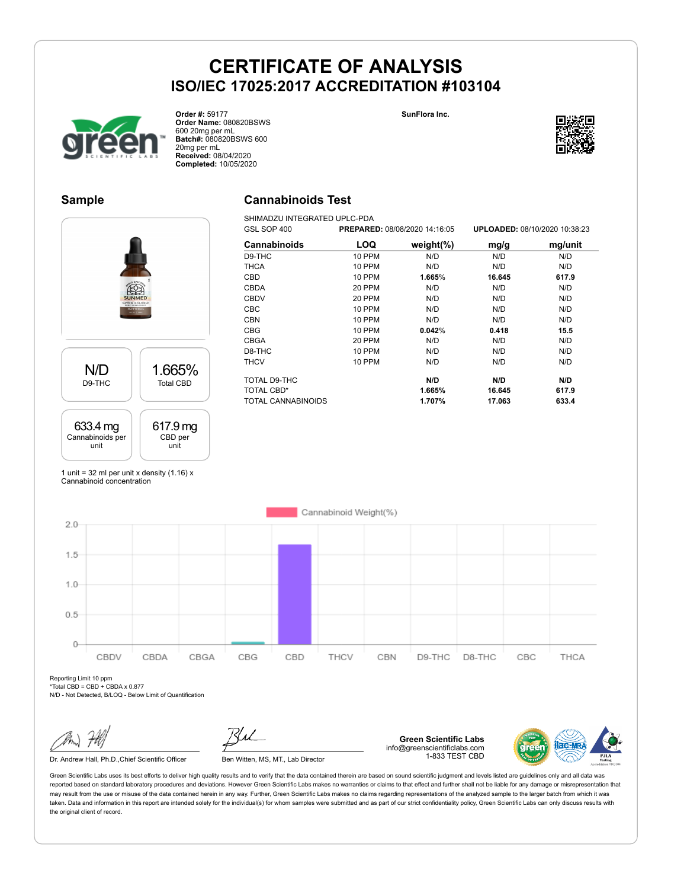# CERTIFICATE OF ANALYSIS

## ISO/IEC 17025:2017 ACCREDITATION #103104

**Order #:** 59177
**Order Name:** 080820BSWS 600 20mg per mL
**Batch#:** 080820BSWS 600 20mg per mL
**Received:** 08/04/2020
**Completed:** 10/05/2020

**SunFlora Inc.**

## Sample

| N/D | 1.665% |
|---|---|
| D9-THC | Total CBD |

| 633.4 mg | 617.9 mg |
|---|---|
| Cannabinoids per unit | CBD per unit |

1 unit = 32 ml per unit x density (1.16) x Cannabinoid concentration

## Cannabinoids Test

SHIMADZU INTEGRATED UPLC-PDA
GSL SOP 400 **PREPARED:** 08/08/2020 14:16:05 **UPLOADED:** 08/10/2020 10:38:23

| Cannabinoids | LOQ | weight(%) | mg/g | mg/unit |
|---|---|---|---|---|
| D9-THC | 10 PPM | N/D | N/D | N/D |
| THCA | 10 PPM | N/D | N/D | N/D |
| CBD | 10 PPM | **1.665%** | **16.645** | **617.9** |
| CBDA | 20 PPM | N/D | N/D | N/D |
| CBDV | 20 PPM | N/D | N/D | N/D |
| CBC | 10 PPM | N/D | N/D | N/D |
| CBN | 10 PPM | N/D | N/D | N/D |
| CBG | 10 PPM | **0.042%** | **0.418** | **15.5** |
| CBGA | 20 PPM | N/D | N/D | N/D |
| D8-THC | 10 PPM | N/D | N/D | N/D |
| THCV | 10 PPM | N/D | N/D | N/D |
| TOTAL D9-THC | | **N/D** | **N/D** | **N/D** |
| TOTAL CBD* | | **1.665%** | **16.645** | **617.9** |
| TOTAL CANNABINOIDS | | **1.707%** | **17.063** | **633.4** |

Cannabinoid Weight(%)

| CBDV | CBDA | CBGA | CBG | CBD | THCV | CBN | D9-THC | D8-THC | CBC | THCA |
|---|---|---|---|---|---|---|---|---|---|---|
| 0 | 0 | 0 | 0.042 | 1.665 | 0 | 0 | 0 | 0 | 0 | 0 |

Reporting Limit 10 ppm
*Total CBD = CBD + CBDA x 0.877
N/D - Not Detected, B/LOQ - Below Limit of Quantification

Dr. Andrew Hall, Ph.D.,Chief Scientific Officer

Ben Witten, MS, MT., Lab Director

**Green Scientific Labs**
info@greenscientificlabs.com
1-833 TEST CBD

Green Scientific Labs uses its best efforts to deliver high quality results and to verify that the data contained therein are based on sound scientific judgment and levels listed are guidelines only and all data was reported based on standard laboratory procedures and deviations. However Green Scientific Labs makes no warranties or claims to that effect and further shall not be liable for any damage or misrepresentation that may result from the use or misuse of the data contained herein in any way. Further, Green Scientific Labs makes no claims regarding representations of the analyzed sample to the larger batch from which it was taken. Data and information in this report are intended solely for the individual(s) for whom samples were submitted and as part of our strict confidentiality policy, Green Scientific Labs can only discuss results with the original client of record.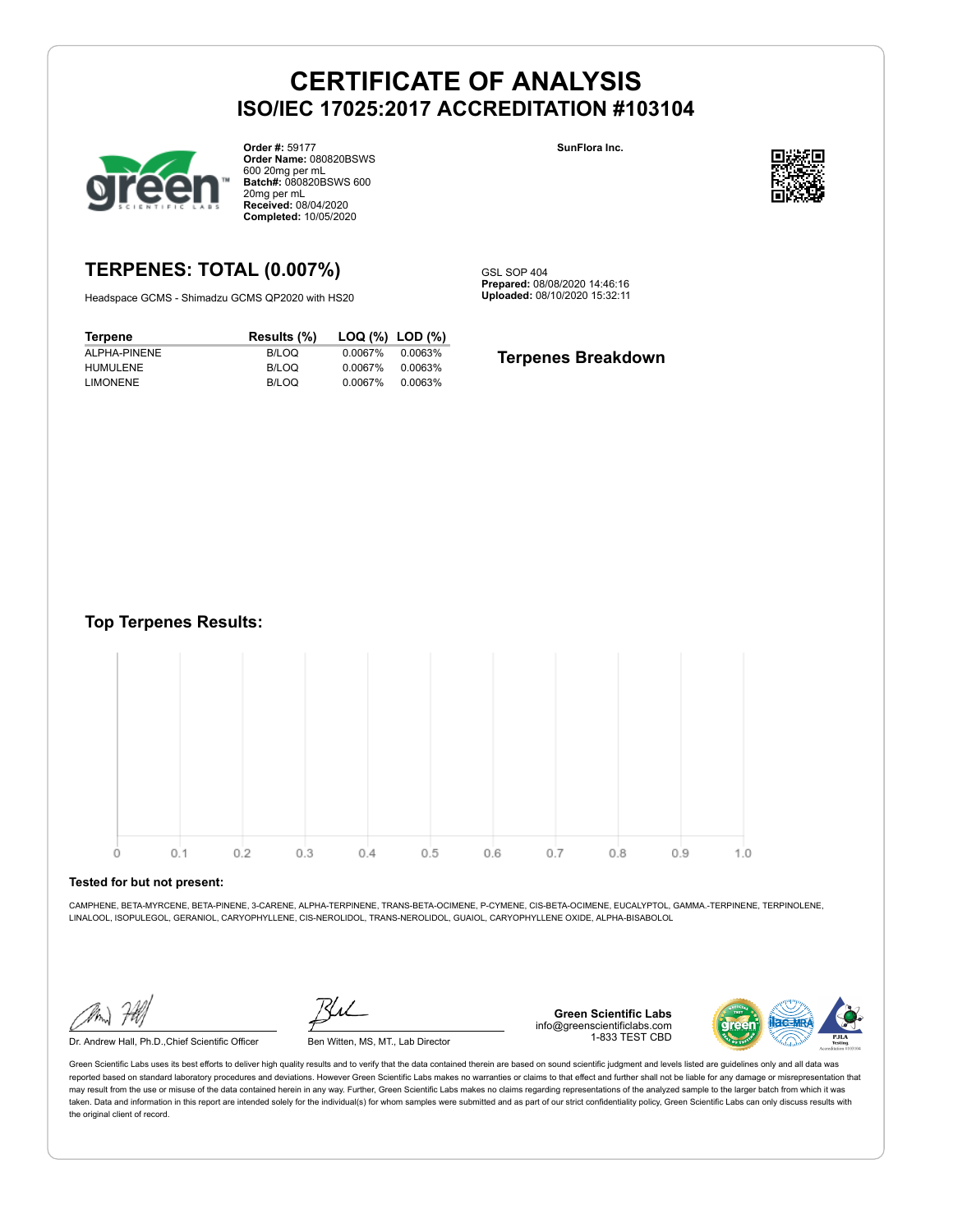# CERTIFICATE OF ANALYSIS
## ISO/IEC 17025:2017 ACCREDITATION #103104

**Order #:** 59177
**Order Name:** 080820BSWS 600 20mg per mL
**Batch#:** 080820BSWS 600 20mg per mL
**Received:** 08/04/2020
**Completed:** 10/05/2020

**SunFlora Inc.**

## TERPENES: TOTAL (0.007%)

Headspace GCMS - Shimadzu GCMS QP2020 with HS20

GSL SOP 404
**Prepared:** 08/08/2020 14:46:16
**Uploaded:** 08/10/2020 15:32:11

| Terpene | Results (%) | LOQ (%) | LOD (%) |
|---|---|---|---|
| ALPHA-PINENE | B/LOQ | 0.0067% | 0.0063% |
| HUMULENE | B/LOQ | 0.0067% | 0.0063% |
| LIMONENE | B/LOQ | 0.0067% | 0.0063% |

### Terpenes Breakdown

### Top Terpenes Results:

0 0.1 0.2 0.3 0.4 0.5 0.6 0.7 0.8 0.9 1.0

**Tested for but not present:**

CAMPHENE, BETA-MYRCENE, BETA-PINENE, 3-CARENE, ALPHA-TERPINENE, TRANS-BETA-OCIMENE, P-CYMENE, CIS-BETA-OCIMENE, EUCALYPTOL, GAMMA.-TERPINENE, TERPINOLENE, LINALOOL, ISOPULEGOL, GERANIOL, CARYOPHYLLENE, CIS-NEROLIDOL, TRANS-NEROLIDOL, GUAIOL, CARYOPHYLLENE OXIDE, ALPHA-BISABOLOL

Dr. Andrew Hall, Ph.D.,Chief Scientific Officer

Ben Witten, MS, MT., Lab Director

**Green Scientific Labs**
info@greenscientificlabs.com
1-833 TEST CBD

Green Scientific Labs uses its best efforts to deliver high quality results and to verify that the data contained therein are based on sound scientific judgment and levels listed are guidelines only and all data was reported based on standard laboratory procedures and deviations. However Green Scientific Labs makes no warranties or claims to that effect and further shall not be liable for any damage or misrepresentation that may result from the use or misuse of the data contained herein in any way. Further, Green Scientific Labs makes no claims regarding representations of the analyzed sample to the larger batch from which it was taken. Data and information in this report are intended solely for the individual(s) for whom samples were submitted and as part of our strict confidentiality policy, Green Scientific Labs can only discuss results with the original client of record.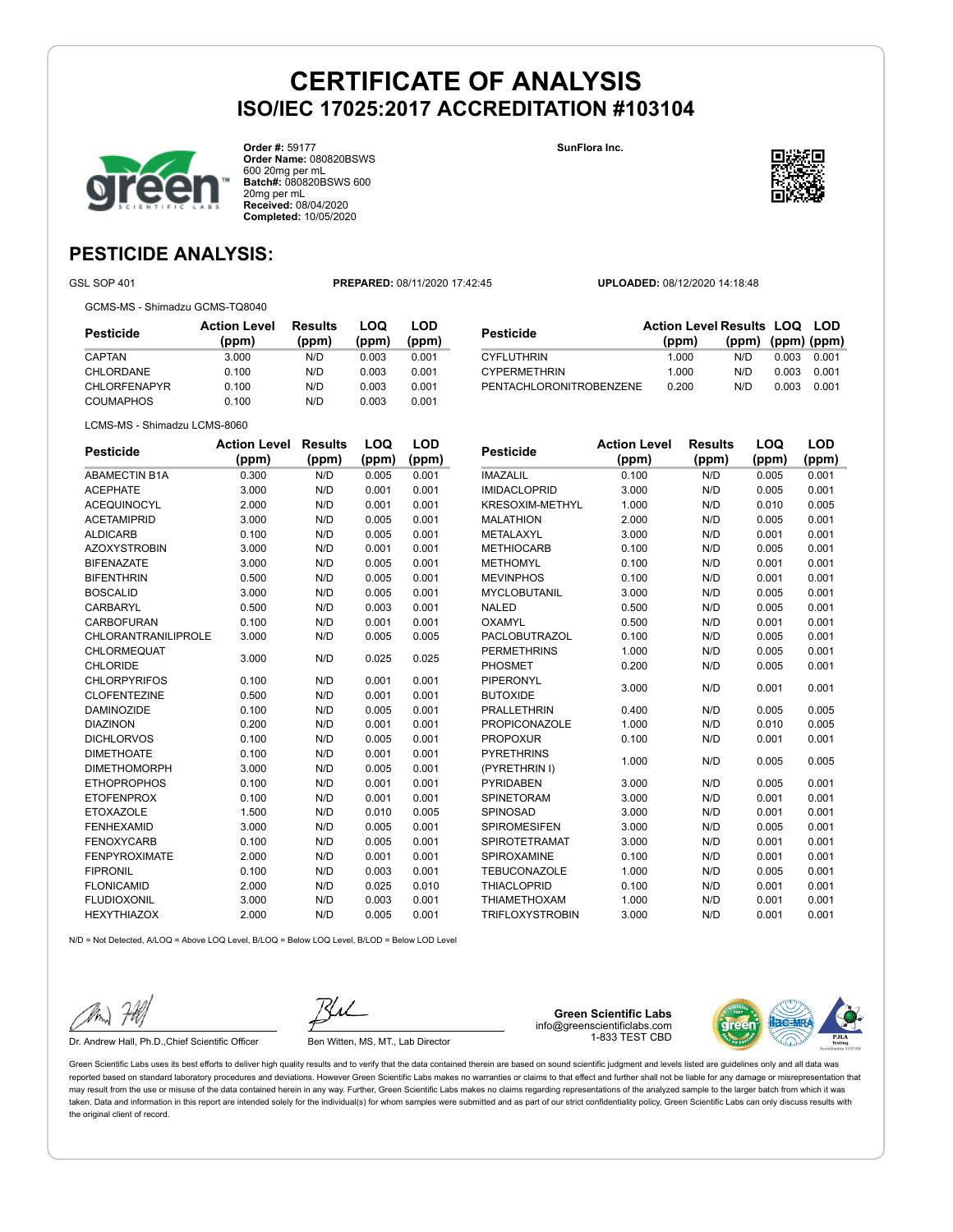# CERTIFICATE OF ANALYSIS
## ISO/IEC 17025:2017 ACCREDITATION #103104

**Order #:** 59177
**Order Name:** 080820BSWS 600 20mg per mL
**Batch#:** 080820BSWS 600 20mg per mL
**Received:** 08/04/2020
**Completed:** 10/05/2020

**SunFlora Inc.**

## PESTICIDE ANALYSIS:

GSL SOP 401 **PREPARED:** 08/11/2020 17:42:45 **UPLOADED:** 08/12/2020 14:18:48

GCMS-MS - Shimadzu GCMS-TQ8040

| Pesticide | Action Level (ppm) | Results (ppm) | LOQ (ppm) | LOD (ppm) |
|---|---|---|---|---|
| CAPTAN | 3.000 | N/D | 0.003 | 0.001 |
| CHLORDANE | 0.100 | N/D | 0.003 | 0.001 |
| CHLORFENAPYR | 0.100 | N/D | 0.003 | 0.001 |
| COUMAPHOS | 0.100 | N/D | 0.003 | 0.001 |
| CYFLUTHRIN | 1.000 | N/D | 0.003 | 0.001 |
| CYPERMETHRIN | 1.000 | N/D | 0.003 | 0.001 |
| PENTACHLORONITROBENZENE | 0.200 | N/D | 0.003 | 0.001 |

LCMS-MS - Shimadzu LCMS-8060

| Pesticide | Action Level (ppm) | Results (ppm) | LOQ (ppm) | LOD (ppm) |
|---|---|---|---|---|
| ABAMECTIN B1A | 0.300 | N/D | 0.005 | 0.001 |
| ACEPHATE | 3.000 | N/D | 0.001 | 0.001 |
| ACEQUINOCYL | 2.000 | N/D | 0.001 | 0.001 |
| ACETAMIPRID | 3.000 | N/D | 0.005 | 0.001 |
| ALDICARB | 0.100 | N/D | 0.005 | 0.001 |
| AZOXYSTROBIN | 3.000 | N/D | 0.001 | 0.001 |
| BIFENAZATE | 3.000 | N/D | 0.005 | 0.001 |
| BIFENTHRIN | 0.500 | N/D | 0.005 | 0.001 |
| BOSCALID | 3.000 | N/D | 0.005 | 0.001 |
| CARBARYL | 0.500 | N/D | 0.003 | 0.001 |
| CARBOFURAN | 0.100 | N/D | 0.001 | 0.001 |
| CHLORANTRANILIPROLE | 3.000 | N/D | 0.005 | 0.005 |
| CHLORMEQUAT CHLORIDE | 3.000 | N/D | 0.025 | 0.025 |
| CHLORPYRIFOS | 0.100 | N/D | 0.001 | 0.001 |
| CLOFENTEZINE | 0.500 | N/D | 0.001 | 0.001 |
| DAMINOZIDE | 0.100 | N/D | 0.005 | 0.001 |
| DIAZINON | 0.200 | N/D | 0.001 | 0.001 |
| DICHLORVOS | 0.100 | N/D | 0.005 | 0.001 |
| DIMETHOATE | 0.100 | N/D | 0.001 | 0.001 |
| DIMETHOMORPH | 3.000 | N/D | 0.005 | 0.001 |
| ETHOPROPHOS | 0.100 | N/D | 0.001 | 0.001 |
| ETOFENPROX | 0.100 | N/D | 0.001 | 0.001 |
| ETOXAZOLE | 1.500 | N/D | 0.010 | 0.005 |
| FENHEXAMID | 3.000 | N/D | 0.005 | 0.001 |
| FENOXYCARB | 0.100 | N/D | 0.005 | 0.001 |
| FENPYROXIMATE | 2.000 | N/D | 0.001 | 0.001 |
| FIPRONIL | 0.100 | N/D | 0.003 | 0.001 |
| FLONICAMID | 2.000 | N/D | 0.025 | 0.010 |
| FLUDIOXONIL | 3.000 | N/D | 0.003 | 0.001 |
| HEXYTHIAZOX | 2.000 | N/D | 0.005 | 0.001 |
| IMAZALIL | 0.100 | N/D | 0.005 | 0.001 |
| IMIDACLOPRID | 3.000 | N/D | 0.005 | 0.001 |
| KRESOXIM-METHYL | 1.000 | N/D | 0.010 | 0.005 |
| MALATHION | 2.000 | N/D | 0.005 | 0.001 |
| METALAXYL | 3.000 | N/D | 0.001 | 0.001 |
| METHIOCARB | 0.100 | N/D | 0.005 | 0.001 |
| METHOMYL | 0.100 | N/D | 0.001 | 0.001 |
| MEVINPHOS | 0.100 | N/D | 0.001 | 0.001 |
| MYCLOBUTANIL | 3.000 | N/D | 0.005 | 0.001 |
| NALED | 0.500 | N/D | 0.005 | 0.001 |
| OXAMYL | 0.500 | N/D | 0.001 | 0.001 |
| PACLOBUTRAZOL | 0.100 | N/D | 0.005 | 0.001 |
| PERMETHRINS | 1.000 | N/D | 0.005 | 0.001 |
| PHOSMET | 0.200 | N/D | 0.005 | 0.001 |
| PIPERONYL BUTOXIDE | 3.000 | N/D | 0.001 | 0.001 |
| PRALLETHRIN | 0.400 | N/D | 0.005 | 0.005 |
| PROPICONAZOLE | 1.000 | N/D | 0.010 | 0.005 |
| PROPOXUR | 0.100 | N/D | 0.001 | 0.001 |
| PYRETHRINS (PYRETHRIN I) | 1.000 | N/D | 0.005 | 0.005 |
| PYRIDABEN | 3.000 | N/D | 0.005 | 0.001 |
| SPINETORAM | 3.000 | N/D | 0.001 | 0.001 |
| SPINOSAD | 3.000 | N/D | 0.001 | 0.001 |
| SPIROMESIFEN | 3.000 | N/D | 0.005 | 0.001 |
| SPIROTETRAMAT | 3.000 | N/D | 0.001 | 0.001 |
| SPIROXAMINE | 0.100 | N/D | 0.001 | 0.001 |
| TEBUCONAZOLE | 1.000 | N/D | 0.005 | 0.001 |
| THIACLOPRID | 0.100 | N/D | 0.001 | 0.001 |
| THIAMETHOXAM | 1.000 | N/D | 0.001 | 0.001 |
| TRIFLOXYSTROBIN | 3.000 | N/D | 0.001 | 0.001 |

N/D = Not Detected, A/LOQ = Above LOQ Level, B/LOQ = Below LOQ Level, B/LOD = Below LOD Level

Dr. Andrew Hall, Ph.D.,Chief Scientific Officer

Ben Witten, MS, MT., Lab Director

**Green Scientific Labs**
info@greenscientificlabs.com
1-833 TEST CBD

Green Scientific Labs uses its best efforts to deliver high quality results and to verify that the data contained therein are based on sound scientific judgment and levels listed are guidelines only and all data was reported based on standard laboratory procedures and deviations. However Green Scientific Labs makes no warranties or claims to that effect and further shall not be liable for any damage or misrepresentation that may result from the use or misuse of the data contained herein in any way. Further, Green Scientific Labs makes no claims regarding representations of the analyzed sample to the larger batch from which it was taken. Data and information in this report are intended solely for the individual(s) for whom samples were submitted and as part of our strict confidentiality policy, Green Scientific Labs can only discuss results with the original client of record.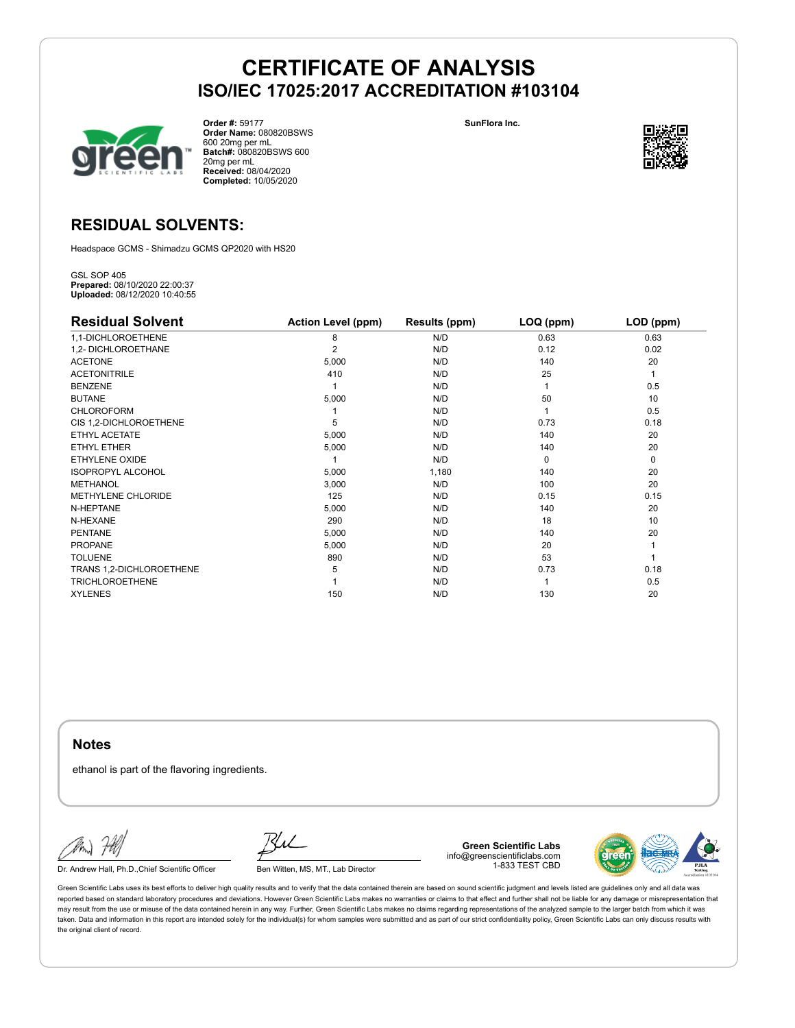# CERTIFICATE OF ANALYSIS
## ISO/IEC 17025:2017 ACCREDITATION #103104

**Order #:** 59177
**Order Name:** 080820BSWS 600 20mg per mL
**Batch#:** 080820BSWS 600 20mg per mL
**Received:** 08/04/2020
**Completed:** 10/05/2020

**SunFlora Inc.**

## RESIDUAL SOLVENTS:

Headspace GCMS - Shimadzu GCMS QP2020 with HS20

GSL SOP 405
**Prepared:** 08/10/2020 22:00:37
**Uploaded:** 08/12/2020 10:40:55

| Residual Solvent | Action Level (ppm) | Results (ppm) | LOQ (ppm) | LOD (ppm) |
|---|---|---|---|---|
| 1,1-DICHLOROETHENE | 8 | N/D | 0.63 | 0.63 |
| 1,2- DICHLOROETHANE | 2 | N/D | 0.12 | 0.02 |
| ACETONE | 5,000 | N/D | 140 | 20 |
| ACETONITRILE | 410 | N/D | 25 | 1 |
| BENZENE | 1 | N/D | 1 | 0.5 |
| BUTANE | 5,000 | N/D | 50 | 10 |
| CHLOROFORM | 1 | N/D | 1 | 0.5 |
| CIS 1,2-DICHLOROETHENE | 5 | N/D | 0.73 | 0.18 |
| ETHYL ACETATE | 5,000 | N/D | 140 | 20 |
| ETHYL ETHER | 5,000 | N/D | 140 | 20 |
| ETHYLENE OXIDE | 1 | N/D | 0 | 0 |
| ISOPROPYL ALCOHOL | 5,000 | 1,180 | 140 | 20 |
| METHANOL | 3,000 | N/D | 100 | 20 |
| METHYLENE CHLORIDE | 125 | N/D | 0.15 | 0.15 |
| N-HEPTANE | 5,000 | N/D | 140 | 20 |
| N-HEXANE | 290 | N/D | 18 | 10 |
| PENTANE | 5,000 | N/D | 140 | 20 |
| PROPANE | 5,000 | N/D | 20 | 1 |
| TOLUENE | 890 | N/D | 53 | 1 |
| TRANS 1,2-DICHLOROETHENE | 5 | N/D | 0.73 | 0.18 |
| TRICHLOROETHENE | 1 | N/D | 1 | 0.5 |
| XYLENES | 150 | N/D | 130 | 20 |

### Notes

ethanol is part of the flavoring ingredients.

Dr. Andrew Hall, Ph.D.,Chief Scientific Officer

Ben Witten, MS, MT., Lab Director

**Green Scientific Labs**
info@greenscientificlabs.com
1-833 TEST CBD

Green Scientific Labs uses its best efforts to deliver high quality results and to verify that the data contained therein are based on sound scientific judgment and levels listed are guidelines only and all data was reported based on standard laboratory procedures and deviations. However Green Scientific Labs makes no warranties or claims to that effect and further shall not be liable for any damage or misrepresentation that may result from the use or misuse of the data contained herein in any way. Further, Green Scientific Labs makes no claims regarding representations of the analyzed sample to the larger batch from which it was taken. Data and information in this report are intended solely for the individual(s) for whom samples were submitted and as part of our strict confidentiality policy, Green Scientific Labs can only discuss results with the original client of record.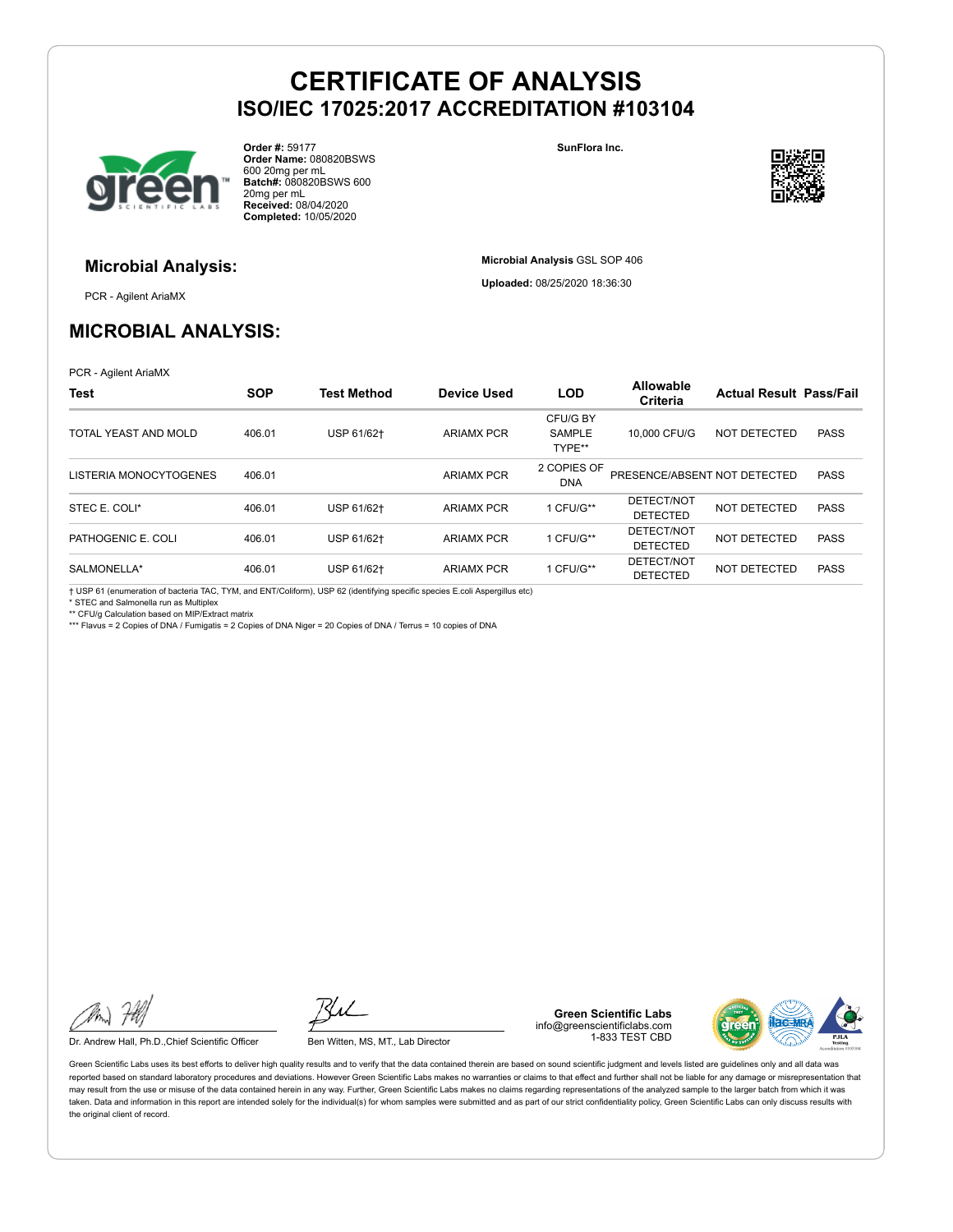# CERTIFICATE OF ANALYSIS
## ISO/IEC 17025:2017 ACCREDITATION #103104

**Order #:** 59177
**Order Name:** 080820BSWS 600 20mg per mL
**Batch#:** 080820BSWS 600 20mg per mL
**Received:** 08/04/2020
**Completed:** 10/05/2020

**SunFlora Inc.**

### Microbial Analysis:

PCR - Agilent AriaMX

**Microbial Analysis** GSL SOP 406

**Uploaded:** 08/25/2020 18:36:30

## MICROBIAL ANALYSIS:

PCR - Agilent AriaMX

| Test | SOP | Test Method | Device Used | LOD | Allowable Criteria | Actual Result | Pass/Fail |
|---|---|---|---|---|---|---|---|
| TOTAL YEAST AND MOLD | 406.01 | USP 61/62† | ARIAMX PCR | CFU/G BY SAMPLE TYPE** | 10,000 CFU/G | NOT DETECTED | PASS |
| LISTERIA MONOCYTOGENES | 406.01 | | ARIAMX PCR | 2 COPIES OF DNA | PRESENCE/ABSENT | NOT DETECTED | PASS |
| STEC E. COLI* | 406.01 | USP 61/62† | ARIAMX PCR | 1 CFU/G** | DETECT/NOT DETECTED | NOT DETECTED | PASS |
| PATHOGENIC E. COLI | 406.01 | USP 61/62† | ARIAMX PCR | 1 CFU/G** | DETECT/NOT DETECTED | NOT DETECTED | PASS |
| SALMONELLA* | 406.01 | USP 61/62† | ARIAMX PCR | 1 CFU/G** | DETECT/NOT DETECTED | NOT DETECTED | PASS |

† USP 61 (enumeration of bacteria TAC, TYM, and ENT/Coliform), USP 62 (identifying specific species E.coli Aspergillus etc)
* STEC and Salmonella run as Multiplex
** CFU/g Calculation based on MIP/Extract matrix
*** Flavus = 2 Copies of DNA / Fumigatis = 2 Copies of DNA Niger = 20 Copies of DNA / Terrus = 10 copies of DNA

Dr. Andrew Hall, Ph.D.,Chief Scientific Officer

Ben Witten, MS, MT., Lab Director

**Green Scientific Labs**
info@greenscientificlabs.com
1-833 TEST CBD

Green Scientific Labs uses its best efforts to deliver high quality results and to verify that the data contained therein are based on sound scientific judgment and levels listed are guidelines only and all data was reported based on standard laboratory procedures and deviations. However Green Scientific Labs makes no warranties or claims to that effect and further shall not be liable for any damage or misrepresentation that may result from the use or misuse of the data contained herein in any way. Further, Green Scientific Labs makes no claims regarding representations of the analyzed sample to the larger batch from which it was taken. Data and information in this report are intended solely for the individual(s) for whom samples were submitted and as part of our strict confidentiality policy, Green Scientific Labs can only discuss results with the original client of record.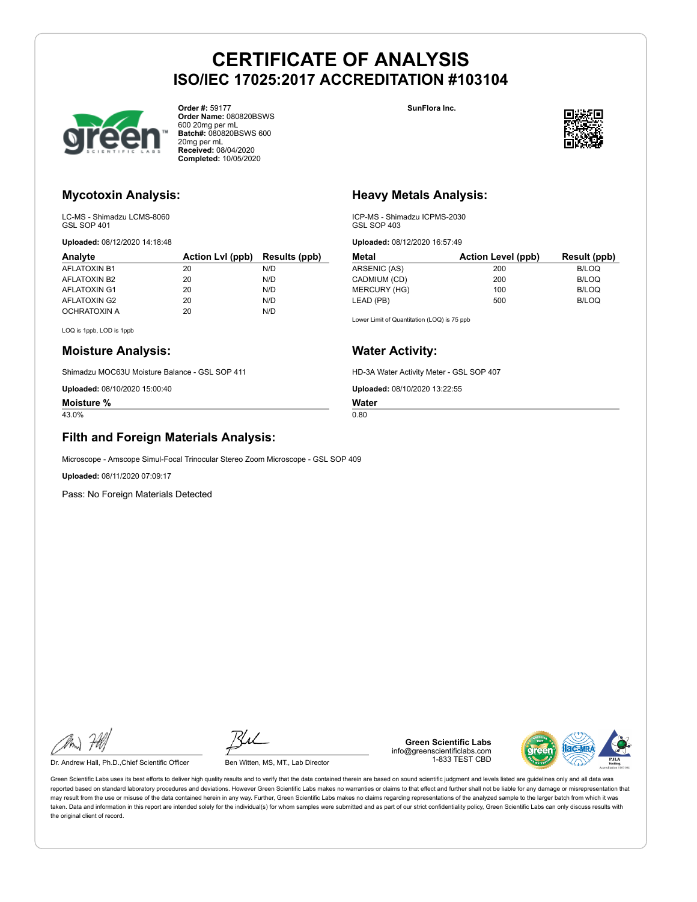# CERTIFICATE OF ANALYSIS
## ISO/IEC 17025:2017 ACCREDITATION #103104

**Order #:** 59177
**Order Name:** 080820BSWS 600 20mg per mL
**Batch#:** 080820BSWS 600 20mg per mL
**Received:** 08/04/2020
**Completed:** 10/05/2020

**SunFlora Inc.**

## Mycotoxin Analysis:

LC-MS - Shimadzu LCMS-8060
GSL SOP 401

**Uploaded:** 08/12/2020 14:18:48

| Analyte | Action Lvl (ppb) | Results (ppb) |
|---|---|---|
| AFLATOXIN B1 | 20 | N/D |
| AFLATOXIN B2 | 20 | N/D |
| AFLATOXIN G1 | 20 | N/D |
| AFLATOXIN G2 | 20 | N/D |
| OCHRATOXIN A | 20 | N/D |

LOQ is 1ppb, LOD is 1ppb

## Heavy Metals Analysis:

ICP-MS - Shimadzu ICPMS-2030
GSL SOP 403

**Uploaded:** 08/12/2020 16:57:49

| Metal | Action Level (ppb) | Result (ppb) |
|---|---|---|
| ARSENIC (AS) | 200 | B/LOQ |
| CADMIUM (CD) | 200 | B/LOQ |
| MERCURY (HG) | 100 | B/LOQ |
| LEAD (PB) | 500 | B/LOQ |

Lower Limit of Quantitation (LOQ) is 75 ppb

## Moisture Analysis:

Shimadzu MOC63U Moisture Balance - GSL SOP 411

**Uploaded:** 08/10/2020 15:00:40

| Moisture % |
|---|
| 43.0% |

## Water Activity:

HD-3A Water Activity Meter - GSL SOP 407

**Uploaded:** 08/10/2020 13:22:55

| Water |
|---|
| 0.80 |

## Filth and Foreign Materials Analysis:

Microscope - Amscope Simul-Focal Trinocular Stereo Zoom Microscope - GSL SOP 409

**Uploaded:** 08/11/2020 07:09:17

Pass: No Foreign Materials Detected

Dr. Andrew Hall, Ph.D.,Chief Scientific Officer

Ben Witten, MS, MT., Lab Director

**Green Scientific Labs**
info@greenscientificlabs.com
1-833 TEST CBD

Green Scientific Labs uses its best efforts to deliver high quality results and to verify that the data contained therein are based on sound scientific judgment and levels listed are guidelines only and all data was reported based on standard laboratory procedures and deviations. However Green Scientific Labs makes no warranties or claims to that effect and further shall not be liable for any damage or misrepresentation that may result from the use or misuse of the data contained herein in any way. Further, Green Scientific Labs makes no claims regarding representations of the analyzed sample to the larger batch from which it was taken. Data and information in this report are intended solely for the individual(s) for whom samples were submitted and as part of our strict confidentiality policy, Green Scientific Labs can only discuss results with the original client of record.